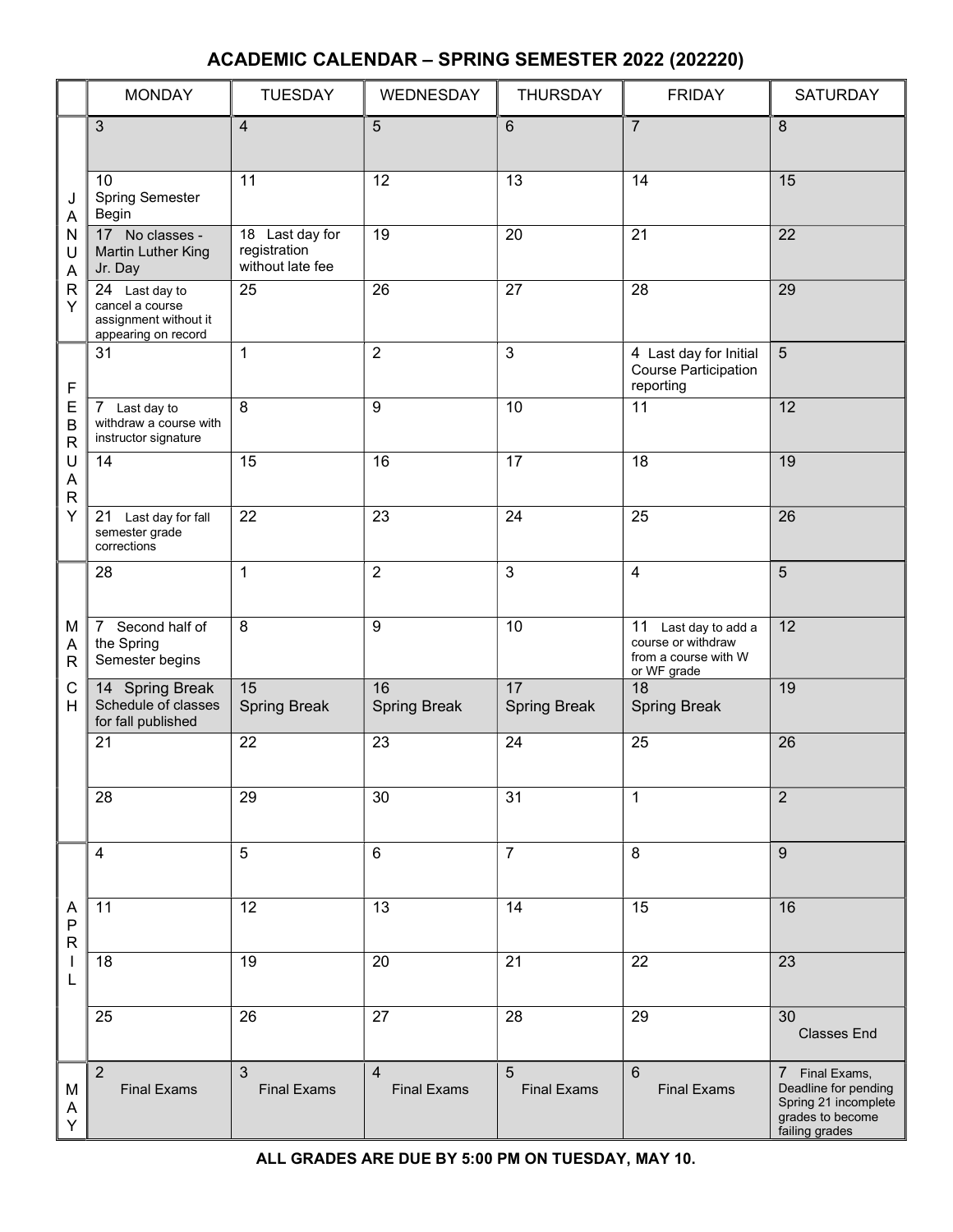# ACADEMIC CALENDAR – SPRING SEMESTER 2022 (202220)

| | MONDAY | TUESDAY | WEDNESDAY | THURSDAY | FRIDAY | SATURDAY |
|---|---|---|---|---|---|---|
| JANUARY | 3 | 4 | 5 | 6 | 7 | 8 |
| | 10 Spring Semester Begin | 11 | 12 | 13 | 14 | 15 |
| | 17 No classes - Martin Luther King Jr. Day | 18 Last day for registration without late fee | 19 | 20 | 21 | 22 |
| | 24 Last day to cancel a course assignment without it appearing on record | 25 | 26 | 27 | 28 | 29 |
| FEBRUARY | 31 | 1 | 2 | 3 | 4 Last day for Initial Course Participation reporting | 5 |
| | 7 Last day to withdraw a course with instructor signature | 8 | 9 | 10 | 11 | 12 |
| | 14 | 15 | 16 | 17 | 18 | 19 |
| | 21 Last day for fall semester grade corrections | 22 | 23 | 24 | 25 | 26 |
| MARCH | 28 | 1 | 2 | 3 | 4 | 5 |
| | 7 Second half of the Spring Semester begins | 8 | 9 | 10 | 11 Last day to add a course or withdraw from a course with W or WF grade | 12 |
| | 14 Spring Break Schedule of classes for fall published | 15 Spring Break | 16 Spring Break | 17 Spring Break | 18 Spring Break | 19 |
| | 21 | 22 | 23 | 24 | 25 | 26 |
| | 28 | 29 | 30 | 31 | 1 | 2 |
| APRIL | 4 | 5 | 6 | 7 | 8 | 9 |
| | 11 | 12 | 13 | 14 | 15 | 16 |
| | 18 | 19 | 20 | 21 | 22 | 23 |
| | 25 | 26 | 27 | 28 | 29 | 30 Classes End |
| MAY | 2 Final Exams | 3 Final Exams | 4 Final Exams | 5 Final Exams | 6 Final Exams | 7 Final Exams, Deadline for pending Spring 21 incomplete grades to become failing grades |

**ALL GRADES ARE DUE BY 5:00 PM ON TUESDAY, MAY 10.**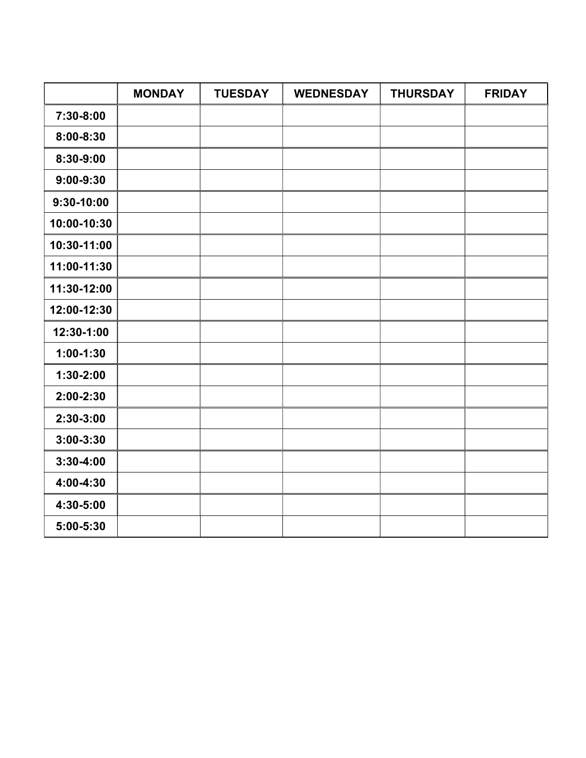| | MONDAY | TUESDAY | WEDNESDAY | THURSDAY | FRIDAY |
|---|---|---|---|---|---|
| **7:30-8:00** | | | | | |
| **8:00-8:30** | | | | | |
| **8:30-9:00** | | | | | |
| **9:00-9:30** | | | | | |
| **9:30-10:00** | | | | | |
| **10:00-10:30** | | | | | |
| **10:30-11:00** | | | | | |
| **11:00-11:30** | | | | | |
| **11:30-12:00** | | | | | |
| **12:00-12:30** | | | | | |
| **12:30-1:00** | | | | | |
| **1:00-1:30** | | | | | |
| **1:30-2:00** | | | | | |
| **2:00-2:30** | | | | | |
| **2:30-3:00** | | | | | |
| **3:00-3:30** | | | | | |
| **3:30-4:00** | | | | | |
| **4:00-4:30** | | | | | |
| **4:30-5:00** | | | | | |
| **5:00-5:30** | | | | | |